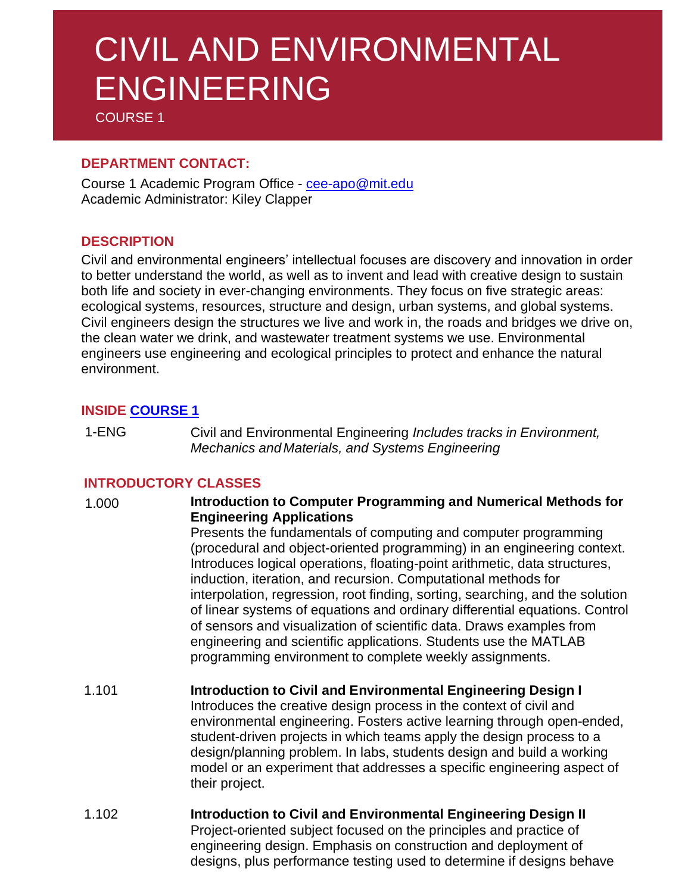# CIVIL AND ENVIRONMENTAL ENGINEERING

COURSE 1

## DEPARTMENT CONTACT:

Course 1 Academic Program Office - cee-apo@mit.edu
Academic Administrator: Kiley Clapper

## DESCRIPTION

Civil and environmental engineers' intellectual focuses are discovery and innovation in order to better understand the world, as well as to invent and lead with creative design to sustain both life and society in ever-changing environments. They focus on five strategic areas: ecological systems, resources, structure and design, urban systems, and global systems. Civil engineers design the structures we live and work in, the roads and bridges we drive on, the clean water we drink, and wastewater treatment systems we use. Environmental engineers use engineering and ecological principles to protect and enhance the natural environment.

## INSIDE COURSE 1

1-ENG Civil and Environmental Engineering *Includes tracks in Environment, Mechanics and Materials, and Systems Engineering*

## INTRODUCTORY CLASSES

1.000 **Introduction to Computer Programming and Numerical Methods for Engineering Applications**
Presents the fundamentals of computing and computer programming (procedural and object-oriented programming) in an engineering context. Introduces logical operations, floating-point arithmetic, data structures, induction, iteration, and recursion. Computational methods for interpolation, regression, root finding, sorting, searching, and the solution of linear systems of equations and ordinary differential equations. Control of sensors and visualization of scientific data. Draws examples from engineering and scientific applications. Students use the MATLAB programming environment to complete weekly assignments.

1.101 **Introduction to Civil and Environmental Engineering Design I**
Introduces the creative design process in the context of civil and environmental engineering. Fosters active learning through open-ended, student-driven projects in which teams apply the design process to a design/planning problem. In labs, students design and build a working model or an experiment that addresses a specific engineering aspect of their project.

1.102 **Introduction to Civil and Environmental Engineering Design II**
Project-oriented subject focused on the principles and practice of engineering design. Emphasis on construction and deployment of designs, plus performance testing used to determine if designs behave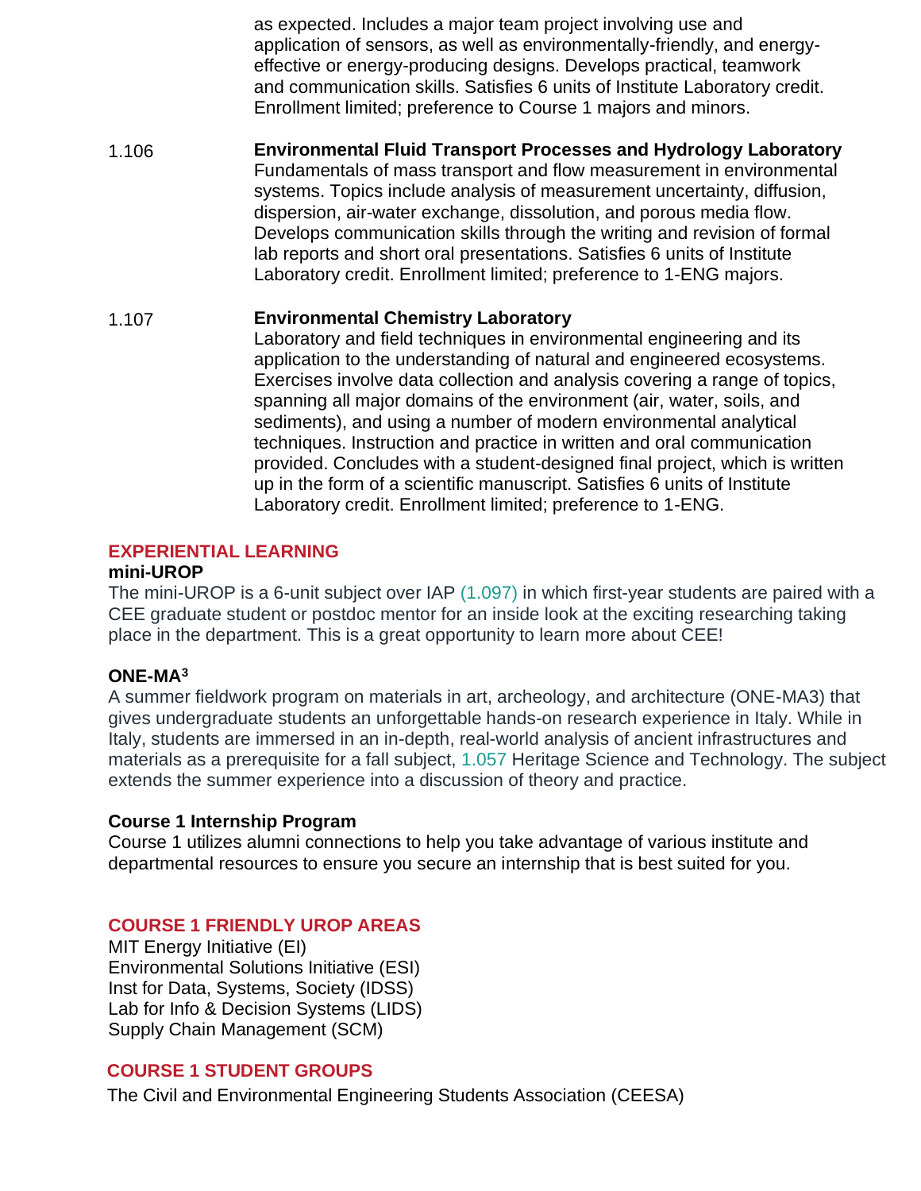as expected. Includes a major team project involving use and application of sensors, as well as environmentally-friendly, and energy-effective or energy-producing designs. Develops practical, teamwork and communication skills. Satisfies 6 units of Institute Laboratory credit. Enrollment limited; preference to Course 1 majors and minors.

1.106 **Environmental Fluid Transport Processes and Hydrology Laboratory**
Fundamentals of mass transport and flow measurement in environmental systems. Topics include analysis of measurement uncertainty, diffusion, dispersion, air-water exchange, dissolution, and porous media flow. Develops communication skills through the writing and revision of formal lab reports and short oral presentations. Satisfies 6 units of Institute Laboratory credit. Enrollment limited; preference to 1-ENG majors.

1.107 **Environmental Chemistry Laboratory**
Laboratory and field techniques in environmental engineering and its application to the understanding of natural and engineered ecosystems. Exercises involve data collection and analysis covering a range of topics, spanning all major domains of the environment (air, water, soils, and sediments), and using a number of modern environmental analytical techniques. Instruction and practice in written and oral communication provided. Concludes with a student-designed final project, which is written up in the form of a scientific manuscript. Satisfies 6 units of Institute Laboratory credit. Enrollment limited; preference to 1-ENG.

## EXPERIENTIAL LEARNING

### mini-UROP

The mini-UROP is a 6-unit subject over IAP (1.097) in which first-year students are paired with a CEE graduate student or postdoc mentor for an inside look at the exciting researching taking place in the department. This is a great opportunity to learn more about CEE!

### ONE-MA$^3$

A summer fieldwork program on materials in art, archeology, and architecture (ONE-MA3) that gives undergraduate students an unforgettable hands-on research experience in Italy. While in Italy, students are immersed in an in-depth, real-world analysis of ancient infrastructures and materials as a prerequisite for a fall subject, 1.057 Heritage Science and Technology. The subject extends the summer experience into a discussion of theory and practice.

### Course 1 Internship Program

Course 1 utilizes alumni connections to help you take advantage of various institute and departmental resources to ensure you secure an internship that is best suited for you.

## COURSE 1 FRIENDLY UROP AREAS

MIT Energy Initiative (EI)
Environmental Solutions Initiative (ESI)
Inst for Data, Systems, Society (IDSS)
Lab for Info & Decision Systems (LIDS)
Supply Chain Management (SCM)

## COURSE 1 STUDENT GROUPS

The Civil and Environmental Engineering Students Association (CEESA)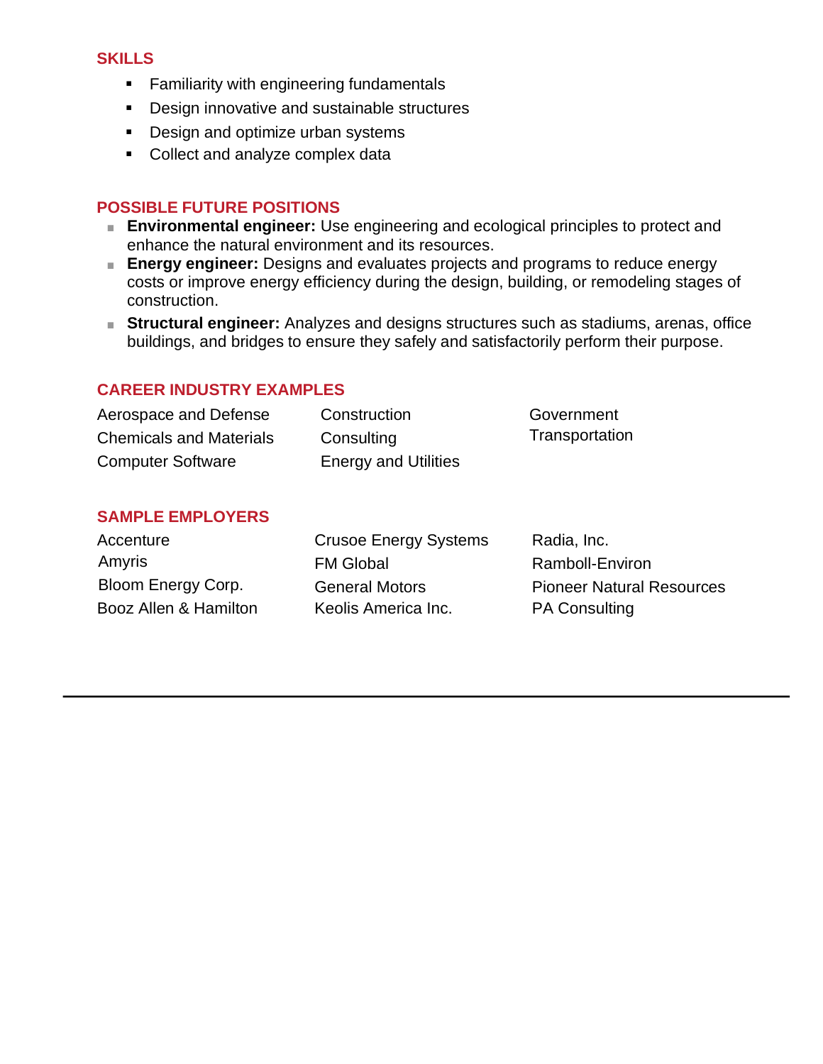## SKILLS

- Familiarity with engineering fundamentals
- Design innovative and sustainable structures
- Design and optimize urban systems
- Collect and analyze complex data

## POSSIBLE FUTURE POSITIONS

- **Environmental engineer:** Use engineering and ecological principles to protect and enhance the natural environment and its resources.
- **Energy engineer:** Designs and evaluates projects and programs to reduce energy costs or improve energy efficiency during the design, building, or remodeling stages of construction.
- **Structural engineer:** Analyzes and designs structures such as stadiums, arenas, office buildings, and bridges to ensure they safely and satisfactorily perform their purpose.

## CAREER INDUSTRY EXAMPLES

| | | |
|---|---|---|
| Aerospace and Defense | Construction | Government |
| Chemicals and Materials | Consulting | Transportation |
| Computer Software | Energy and Utilities | |

## SAMPLE EMPLOYERS

| | | |
|---|---|---|
| Accenture | Crusoe Energy Systems | Radia, Inc. |
| Amyris | FM Global | Ramboll-Environ |
| Bloom Energy Corp. | General Motors | Pioneer Natural Resources |
| Booz Allen & Hamilton | Keolis America Inc. | PA Consulting |